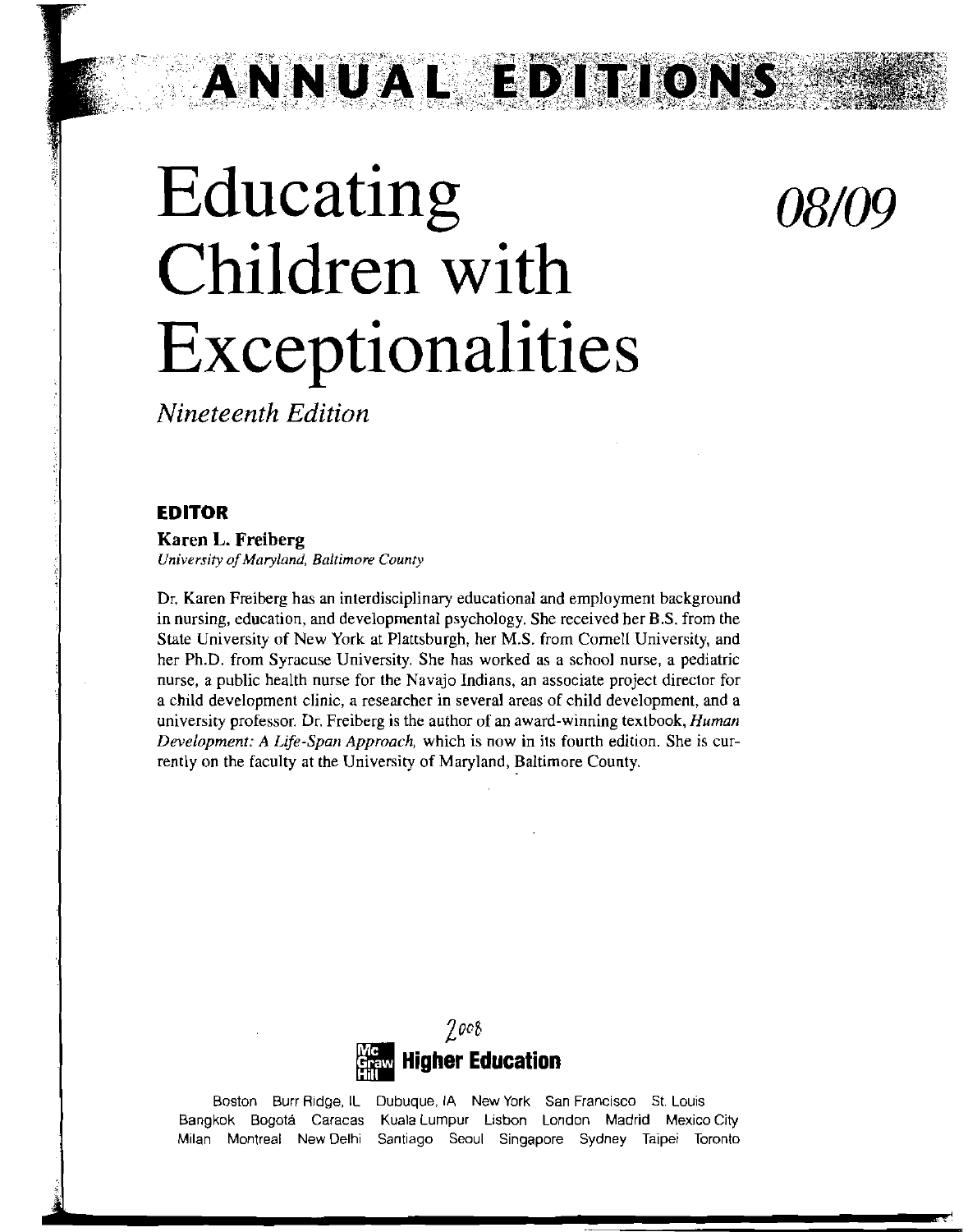ANNUAL EDITIONS

# Educating Children with Exceptionalities

*08/09*

*Nineteenth Edition*

## EDITOR

**Karen L. Freiberg**
*University of Maryland, Baltimore County*

Dr. Karen Freiberg has an interdisciplinary educational and employment background in nursing, education, and developmental psychology. She received her B.S. from the State University of New York at Plattsburgh, her M.S. from Cornell University, and her Ph.D. from Syracuse University. She has worked as a school nurse, a pediatric nurse, a public health nurse for the Navajo Indians, an associate project director for a child development clinic, a researcher in several areas of child development, and a university professor. Dr. Freiberg is the author of an award-winning textbook, *Human Development: A Life-Span Approach,* which is now in its fourth edition. She is currently on the faculty at the University of Maryland, Baltimore County.

2008

McGraw Hill **Higher Education**

Boston Burr Ridge, IL Dubuque, IA New York San Francisco St. Louis
Bangkok Bogotá Caracas Kuala Lumpur Lisbon London Madrid Mexico City
Milan Montreal New Delhi Santiago Seoul Singapore Sydney Taipei Toronto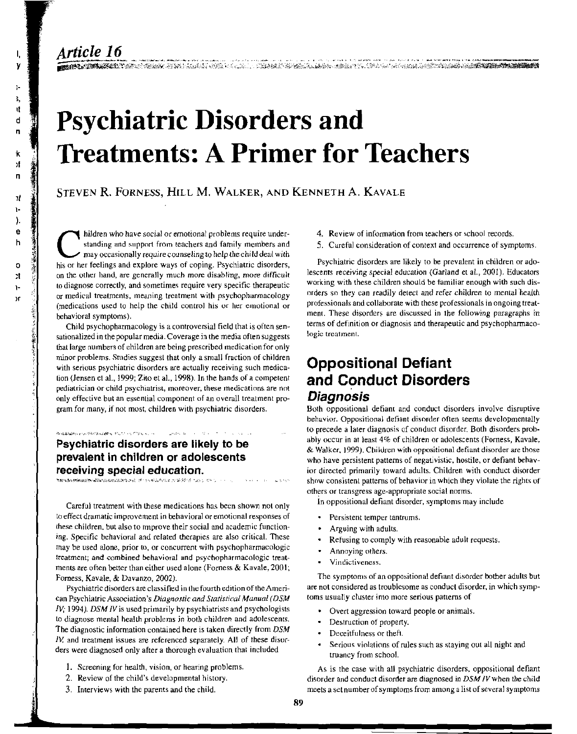# Psychiatric Disorders and Treatments: A Primer for Teachers

STEVEN R. FORNESS, HILL M. WALKER, AND KENNETH A. KAVALE

Children who have social or emotional problems require understanding and support from teachers and family members and may occasionally *require* counseling to help the child deal with his or her feelings and explore ways of coping. Psychiatric disorders, on the other hand, are generally much more disabling, more difficult to diagnose correctly, and sometimes require very specific therapeutic or medical treatments, meaning treatment with psychopharmacology (medications used to help the child control his or her emotional or behavioral symptoms).

Child psychopharmacology is a controversial field that is often sensationalized in the popular media. Coverage in the media often suggests that large numbers of children are being prescribed medication for only minor problems. Studies suggest that only a small fraction of children with serious psychiatric disorders are actually receiving such medication (Jensen et al., 1999; Zito et al., 1998). In the hands of a competent pediatrician or child psychiatrist, moreover, these medications are not only effective but an essential component of an overall treatment program for many, if not most, children with psychiatric disorders.

**Psychiatric disorders are likely to be prevalent in children or adolescents receiving special education.**

Careful treatment with these medications has been shown not only to effect dramatic improvement in behavioral or emotional responses of these children, but also to improve their social and academic functioning. Specific behavioral and related therapies are also critical. These may be used alone, prior to, or concurrent with psychopharmacologic treatment; and combined behavioral and psychopharmacologic treatments are often better than either used alone (Forness & Kavale, 2001; Forness, Kavale, & Davanzo, 2002).

Psychiatric disorders are classified in the fourth edition of the American Psychiatric Association's *Diagnostic and Statistical Manual (DSM IV*; 1994). *DSM IV* is used primarily by psychiatrists and psychologists to diagnose mental health problems in both children and adolescents. The diagnostic information contained here is taken directly from *DSM IV*, and treatment issues are referenced separately. All of these disorders were diagnosed only after a thorough evaluation that included

1. Screening for health, vision, or hearing problems.
2. Review of the child's developmental history.
3. Interviews with the parents and the child.
4. Review of information from teachers or school records.
5. Careful consideration of context and occurrence of symptoms.

Psychiatric disorders are likely to be prevalent in children or adolescents receiving special education (Garland et al., 2001). Educators working with these children should be familiar enough with such disorders so they can readily detect and refer children to mental health professionals and collaborate with these professionals in ongoing treatment. These disorders are discussed in the following paragraphs in terms of definition or diagnosis and therapeutic and psychopharmacologic treatment.

## Oppositional Defiant and Conduct Disorders

### Diagnosis

Both oppositional defiant and conduct disorders involve disruptive behavior. Oppositional defiant disorder often seems developmentally to precede a later diagnosis of conduct disorder. Both disorders probably occur in at least 4% of children or adolescents (Forness, Kavale, & Walker, 1999). Children with oppositional defiant disorder are those who have persistent patterns of negativistic, hostile, or defiant behavior directed primarily toward adults. Children with conduct disorder show consistent patterns of behavior in which they violate the rights of others or transgress age-appropriate social norms.

In oppositional defiant disorder, symptoms may include

- Persistent temper tantrums.
- Arguing with adults.
- Refusing to comply with reasonable adult requests.
- Annoying others.
- Vindictiveness.

The symptoms of an oppositional defiant disorder bother adults but are not considered as troublesome as conduct disorder, in which symptoms usually cluster into more serious patterns of

- Overt aggression toward people or animals.
- Destruction of property.
- Deceitfulness or theft.
- Serious violations of rules such as staying out all night and truancy from school.

As is the case with all psychiatric disorders, oppositional defiant disorder and conduct disorder are diagnosed in *DSM IV* when the child meets a set number of symptoms from among a list of several symptoms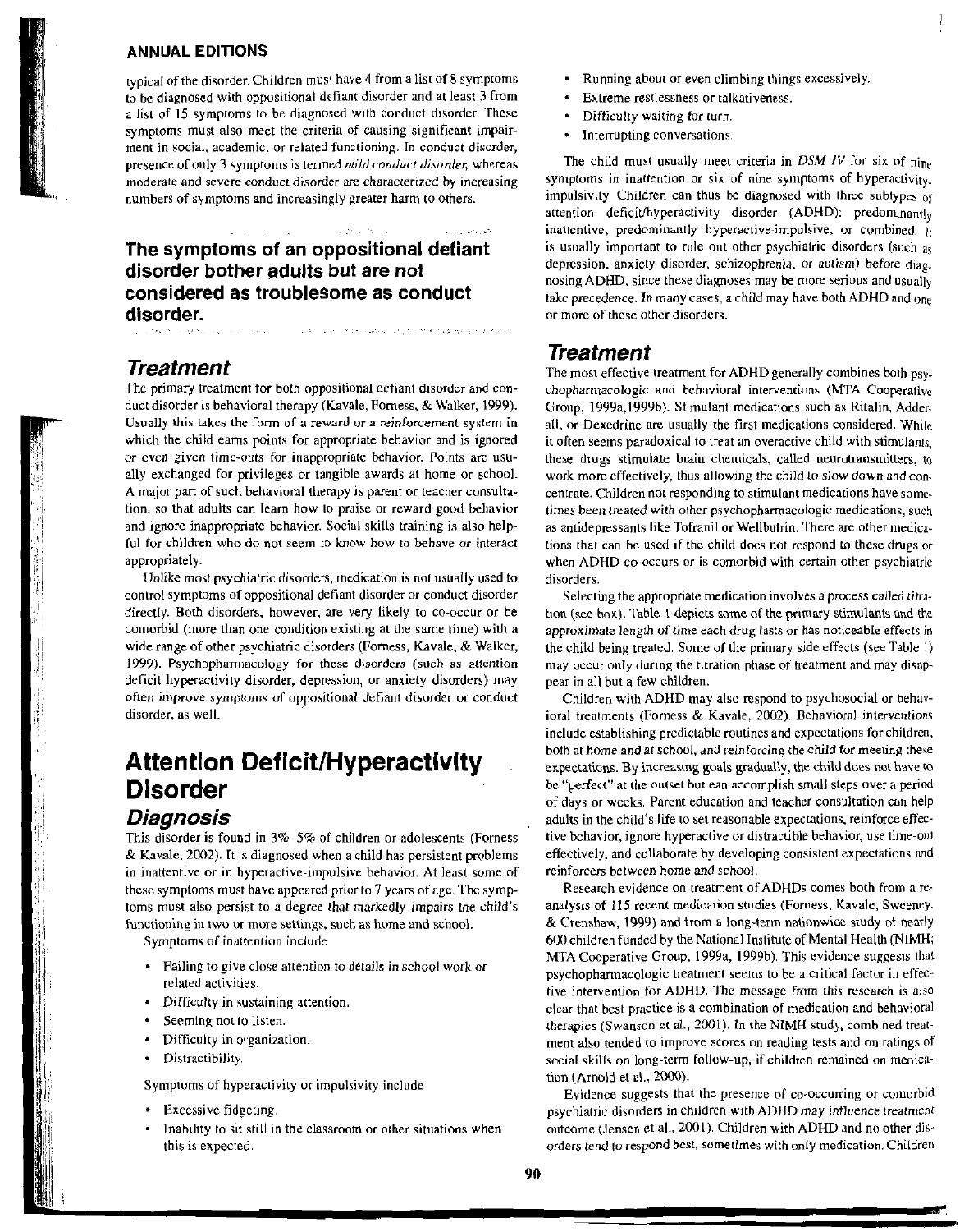typical of the disorder. Children must have 4 from a list of 8 symptoms to be diagnosed with oppositional defiant disorder and at least 3 from a list of 15 symptoms to be diagnosed with conduct disorder. These symptoms must also meet the criteria of causing significant impairment in social, academic, or related functioning. In conduct disorder, presence of only 3 symptoms is termed *mild conduct disorder,* whereas moderate and severe conduct disorder are characterized by increasing numbers of symptoms and increasingly greater harm to others.

**The symptoms of an oppositional defiant disorder bother adults but are not considered as troublesome as conduct disorder.**

### *Treatment*

The primary treatment for both oppositional defiant disorder and conduct disorder is behavioral therapy (Kavale, Forness, & Walker, 1999). Usually this takes the form of a reward or a reinforcement system in which the child earns points for appropriate behavior and is ignored or even given time-outs for inappropriate behavior. Points are usually exchanged for privileges or tangible awards at home or school. A major part of such behavioral therapy is parent or teacher consultation, so that adults can learn how to praise or reward good behavior and ignore inappropriate behavior. Social skills training is also helpful for children who do not seem to know how to behave or interact appropriately.

Unlike most psychiatric disorders, medication is not usually used to control symptoms of oppositional defiant disorder or conduct disorder directly. Both disorders, however, are very likely to co-occur or be comorbid (more than one condition existing at the same time) with a wide range of other psychiatric disorders (Forness, Kavale, & Walker, 1999). Psychopharmacology for these disorders (such as attention deficit hyperactivity disorder, depression, or anxiety disorders) may often improve symptoms of oppositional defiant disorder or conduct disorder, as well.

## Attention Deficit/Hyperactivity Disorder

### *Diagnosis*

This disorder is found in 3%–5% of children or adolescents (Forness & Kavale, 2002). It is diagnosed when a child has persistent problems in inattentive or in hyperactive-impulsive behavior. At least some of these symptoms must have appeared prior to 7 years of age. The symptoms must also persist to a degree that markedly impairs the child's functioning in two or more settings, such as home and school.

Symptoms of inattention include

- Failing to give close attention to details in school work or related activities.
- Difficulty in sustaining attention.
- Seeming not to listen.
- Difficulty in organization.
- Distractibility.

Symptoms of hyperactivity or impulsivity include

- Excessive fidgeting.
- Inability to sit still in the classroom or other situations when this is expected.
- Running about or even climbing things excessively.
- Extreme restlessness or talkativeness.
- Difficulty waiting for turn.
- Interrupting conversations.

The child must usually meet criteria in *DSM IV* for six of nine symptoms in inattention or six of nine symptoms of hyperactivity-impulsivity. Children can thus be diagnosed with three subtypes of attention deficit/hyperactivity disorder (ADHD): predominantly inattentive, predominantly hyperactive-impulsive, or combined. It is usually important to rule out other psychiatric disorders (such as depression, anxiety disorder, schizophrenia, or autism) before diagnosing ADHD, since these diagnoses may be more serious and usually take precedence. In many cases, a child may have both ADHD and one or more of these other disorders.

### *Treatment*

The most effective treatment for ADHD generally combines both psychopharmacologic and behavioral interventions (MTA Cooperative Group, 1999a, 1999b). Stimulant medications such as Ritalin, Adderall, or Dexedrine are usually the first medications considered. While it often seems paradoxical to treat an overactive child with stimulants, these drugs stimulate brain chemicals, called neurotransmitters, to work more effectively, thus allowing the child to slow down and concentrate. Children not responding to stimulant medications have sometimes been treated with other psychopharmacologic medications, such as antidepressants like Tofranil or Wellbutrin. There are other medications that can be used if the child does not respond to these drugs or when ADHD co-occurs or is comorbid with certain other psychiatric disorders.

Selecting the appropriate medication involves a process called *titration* (see box). Table 1 depicts some of the primary stimulants and the approximate length of time each drug lasts or has noticeable effects in the child being treated. Some of the primary side effects (see Table 1) may occur only during the titration phase of treatment and may disappear in all but a few children.

Children with ADHD may also respond to psychosocial or behavioral treatments (Forness & Kavale, 2002). Behavioral interventions include establishing predictable routines and expectations for children, both at home and at school, and reinforcing the child for meeting these expectations. By increasing goals gradually, the child does not have to be "perfect" at the outset but can accomplish small steps over a period of days or weeks. Parent education and teacher consultation can help adults in the child's life to set reasonable expectations, reinforce effective behavior, ignore hyperactive or distractible behavior, use time-out effectively, and collaborate by developing consistent expectations and reinforcers between home and school.

Research evidence on treatment of ADHDs comes both from a reanalysis of 115 recent medication studies (Forness, Kavale, Sweeney, & Crenshaw, 1999) and from a long-term nationwide study of nearly 600 children funded by the National Institute of Mental Health (NIMH; MTA Cooperative Group, 1999a, 1999b). This evidence suggests that psychopharmacologic treatment seems to be a critical factor in effective intervention for ADHD. The message from this research is also clear that best practice is a combination of medication and behavioral therapies (Swanson et al., 2001). In the NIMH study, combined treatment also tended to improve scores on reading tests and on ratings of social skills on long-term follow-up, if children remained on medication (Arnold et al., 2000).

Evidence suggests that the presence of co-occurring or comorbid psychiatric disorders in children with ADHD *may influence treatment* outcome (Jensen et al., 2001). Children with ADHD and no other disorders tend to respond best, sometimes with only medication. Children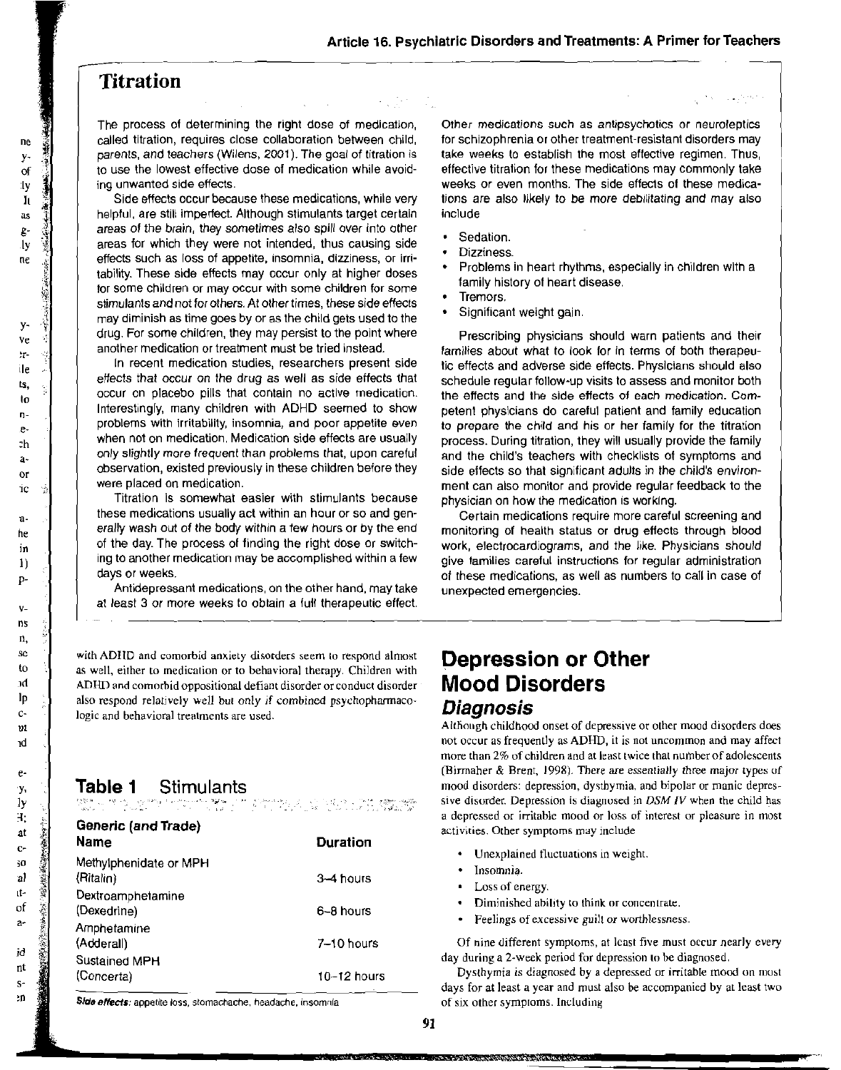## Titration

The process of determining the right dose of medication, called titration, requires close collaboration between child, parents, and teachers (Wilens, 2001). The goal of titration is to use the lowest effective dose of medication while avoiding unwanted side effects.

Side effects occur because these medications, while very helpful, are still imperfect. Although stimulants target certain areas of the brain, they sometimes also spill over into other areas for which they were not intended, thus causing side effects such as loss of appetite, insomnia, dizziness, or irritability. These side effects may occur only at higher doses for some children or may occur with some children for some stimulants and not for others. At other times, these side effects may diminish as time goes by or as the child gets used to the drug. For some children, they may persist to the point where another medication or treatment must be tried instead.

In recent medication studies, researchers present side effects that occur on the drug as well as side effects that occur on placebo pills that contain no active medication. Interestingly, many children with ADHD seemed to show problems with irritability, insomnia, and poor appetite even when not on medication. Medication side effects are usually only slightly more frequent than problems that, upon careful observation, existed previously in these children before they were placed on medication.

Titration is somewhat easier with stimulants because these medications usually act within an hour or so and generally wash out of the body within a few hours or by the end of the day. The process of finding the right dose or switching to another medication may be accomplished within a few days or weeks.

Antidepressant medications, on the other hand, may take at least 3 or more weeks to obtain a full therapeutic effect. Other medications such as antipsychotics or neuroleptics for schizophrenia or other treatment-resistant disorders may take weeks to establish the most effective regimen. Thus, effective titration for these medications may commonly take weeks or even months. The side effects of these medications are also likely to be more debilitating and may also include

- Sedation.
- Dizziness.
- Problems in heart rhythms, especially in children with a family history of heart disease.
- Tremors.
- Significant weight gain.

Prescribing physicians should warn patients and their families about what to look for in terms of both therapeutic effects and adverse side effects. Physicians should also schedule regular follow-up visits to assess and monitor both the effects and the side effects of each medication. Competent physicians do careful patient and family education to prepare the child and his or her family for the titration process. During titration, they will usually provide the family and the child's teachers with checklists of symptoms and side effects so that significant adults in the child's environment can also monitor and provide regular feedback to the physician on how the medication is working.

Certain medications require more careful screening and monitoring of health status or drug effects through blood work, electrocardiograms, and the like. Physicians should give families careful instructions for regular administration of these medications, as well as numbers to call in case of unexpected emergencies.

---

with ADHD and comorbid anxiety disorders seem to respond almost as well, either to medication or to behavioral therapy. Children with ADHD and comorbid oppositional defiant disorder or conduct disorder also respond relatively well but only if combined psychopharmacologic and behavioral treatments are used.

**Table 1 Stimulants**

| Generic (and Trade) Name | Duration |
|---|---|
| Methylphenidate or MPH (Ritalin) | 3–4 hours |
| Dextroamphetamine (Dexedrine) | 6–8 hours |
| Amphetamine (Adderall) | 7–10 hours |
| Sustained MPH (Concerta) | 10–12 hours |

*Side effects:* appetite loss, stomachache, headache, insomnia

# Depression or Other Mood Disorders

### *Diagnosis*

Although childhood onset of depressive or other mood disorders does not occur as frequently as ADHD, it is not uncommon and may affect more than 2% of children and at least twice that number of adolescents (Birmaher & Brent, 1998). There are essentially three major types of mood disorders: depression, dysthymia, and bipolar or manic depressive disorder. Depression is diagnosed in *DSM IV* when the child has a depressed or irritable mood or loss of interest or pleasure in most activities. Other symptoms may include

- Unexplained fluctuations in weight.
- Insomnia.
- Loss of energy.
- Diminished ability to think or concentrate.
- Feelings of excessive guilt or worthlessness.

Of nine different symptoms, at least five must occur nearly every day during a 2-week period for depression to be diagnosed.

Dysthymia is diagnosed by a depressed or irritable mood on most days for at least a year and must also be accompanied by at least two of six other symptoms. Including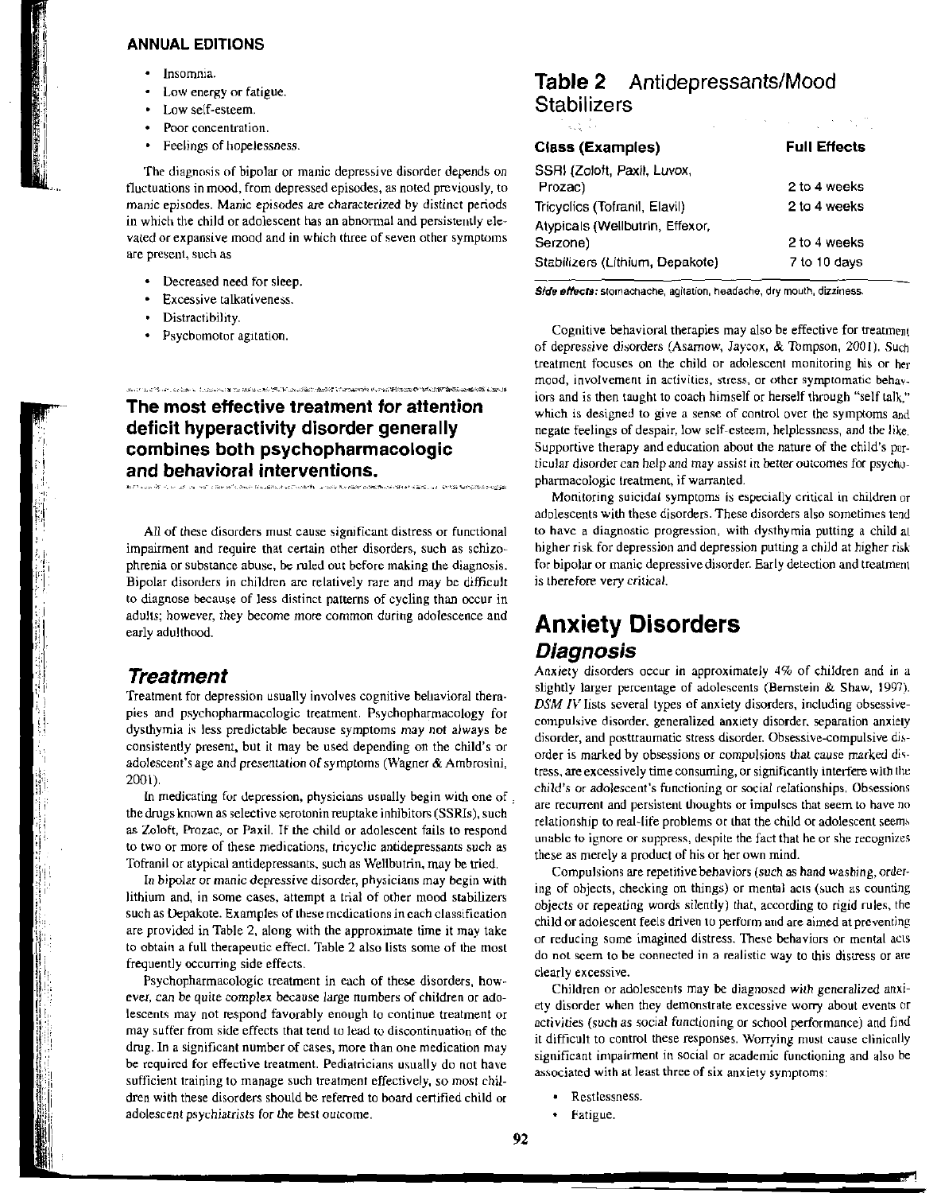- Insomnia.
- Low energy or fatigue.
- Low self-esteem.
- Poor concentration.
- Feelings of hopelessness.

The diagnosis of bipolar or manic depressive disorder depends on fluctuations in mood, from depressed episodes, as noted previously, to manic episodes. Manic episodes are characterized by distinct periods in which the child or adolescent has an abnormal and persistently elevated or expansive mood and in which three of seven other symptoms are present, such as

- Decreased need for sleep.
- Excessive talkativeness.
- Distractibility.
- Psychomotor agitation.

**The most effective treatment for attention deficit hyperactivity disorder generally combines both psychopharmacologic and behavioral interventions.**

All of these disorders must cause significant distress or functional impairment and require that certain other disorders, such as schizophrenia or substance abuse, be ruled out before making the diagnosis. Bipolar disorders in children are relatively rare and may be difficult to diagnose because of less distinct patterns of cycling than occur in adults; however, they become more common during adolescence and early adulthood.

### *Treatment*

Treatment for depression usually involves cognitive behavioral therapies and psychopharmacologic treatment. Psychopharmacology for dysthymia is less predictable because symptoms may not always be consistently present, but it may be used depending on the child's or adolescent's age and presentation of symptoms (Wagner & Ambrosini, 2001).

In medicating for depression, physicians usually begin with one of the drugs known as selective serotonin reuptake inhibitors (SSRIs), such as Zoloft, Prozac, or Paxil. If the child or adolescent fails to respond to two or more of these medications, tricyclic antidepressants such as Tofranil or atypical antidepressants, such as Wellbutrin, may be tried.

In bipolar or manic depressive disorder, physicians may begin with lithium and, in some cases, attempt a trial of other mood stabilizers such as Depakote. Examples of these medications in each classification are provided in Table 2, along with the approximate time it may take to obtain a full therapeutic effect. Table 2 also lists some of the most frequently occurring side effects.

Psychopharmacologic treatment in each of these disorders, however, can be quite complex because large numbers of children or adolescents may not respond favorably enough to continue treatment or may suffer from side effects that tend to lead to discontinuation of the drug. In a significant number of cases, more than one medication may be required for effective treatment. Pediatricians usually do not have sufficient training to manage such treatment effectively, so most children with these disorders should be referred to board certified child or adolescent psychiatrists for the best outcome.

## Table 2 Antidepressants/Mood Stabilizers

| Class (Examples) | Full Effects |
|---|---|
| SSRI (Zoloft, Paxil, Luvox, Prozac) | 2 to 4 weeks |
| Tricyclics (Tofranil, Elavil) | 2 to 4 weeks |
| Atypicals (Wellbutrin, Effexor, Serzone) | 2 to 4 weeks |
| Stabilizers (Lithium, Depakote) | 7 to 10 days |

***Side effects:*** stomachache, agitation, headache, dry mouth, dizziness.

Cognitive behavioral therapies may also be effective for treatment of depressive disorders (Asarnow, Jaycox, & Tompson, 2001). Such treatment focuses on the child or adolescent monitoring his or her mood, involvement in activities, stress, or other symptomatic behaviors and is then taught to coach himself or herself through "self talk," which is designed to give a sense of control over the symptoms and negate feelings of despair, low self-esteem, helplessness, and the like. Supportive therapy and education about the nature of the child's particular disorder can help and may assist in better outcomes for psychopharmacologic treatment, if warranted.

Monitoring suicidal symptoms is especially critical in children or adolescents with these disorders. These disorders also sometimes tend to have a diagnostic progression, with dysthymia putting a child at higher risk for depression and depression putting a child at higher risk for bipolar or manic depressive disorder. Early detection and treatment is therefore very critical.

## Anxiety Disorders

### *Diagnosis*

Anxiety disorders occur in approximately 4% of children and in a slightly larger percentage of adolescents (Bernstein & Shaw, 1997). *DSM IV* lists several types of anxiety disorders, including obsessive-compulsive disorder, generalized anxiety disorder, separation anxiety disorder, and posttraumatic stress disorder. Obsessive-compulsive disorder is marked by obsessions or compulsions that cause marked distress, are excessively time consuming, or significantly interfere with the child's or adolescent's functioning or social relationships. Obsessions are recurrent and persistent thoughts or impulses that seem to have no relationship to real-life problems or that the child or adolescent seems unable to ignore or suppress, despite the fact that he or she recognizes these as merely a product of his or her own mind.

Compulsions are repetitive behaviors (such as hand washing, ordering of objects, checking on things) or mental acts (such as counting objects or repeating words silently) that, according to rigid rules, the child or adolescent feels driven to perform and are aimed at preventing or reducing some imagined distress. These behaviors or mental acts do not seem to be connected in a realistic way to this distress or are clearly excessive.

Children or adolescents may be diagnosed with generalized anxiety disorder when they demonstrate excessive worry about events or activities (such as social functioning or school performance) and find it difficult to control these responses. Worrying must cause clinically significant impairment in social or academic functioning and also be associated with at least three of six anxiety symptoms:

- Restlessness.
- Fatigue.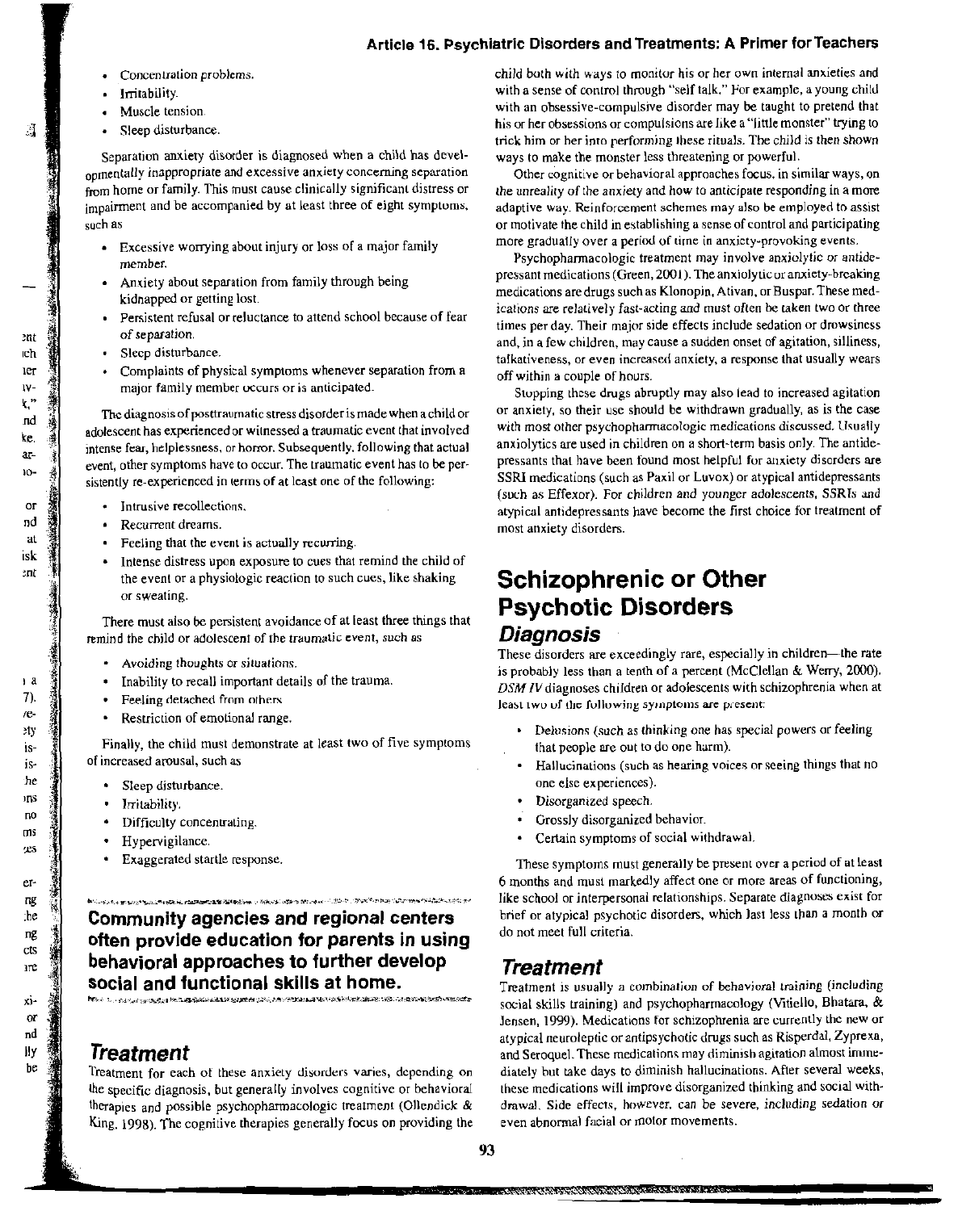- Concentration problems.
- Irritability.
- Muscle tension.
- Sleep disturbance.

Separation anxiety disorder is diagnosed when a child has developmentally inappropriate and excessive anxiety concerning separation from home or family. This must cause clinically significant distress or impairment and be accompanied by at least three of eight symptoms, such as

- Excessive worrying about injury or loss of a major family member.
- Anxiety about separation from family through being kidnapped or getting lost.
- Persistent refusal or reluctance to attend school because of fear of separation.
- Sleep disturbance.
- Complaints of physical symptoms whenever separation from a major family member occurs or is anticipated.

The diagnosis of posttraumatic stress disorder is made when a child or adolescent has experienced or witnessed a traumatic event that involved intense fear, helplessness, or horror. Subsequently, following that actual event, other symptoms have to occur. The traumatic event has to be persistently re-experienced in terms of at least one of the following:

- Intrusive recollections.
- Recurrent dreams.
- Feeling that the event is actually recurring.
- Intense distress upon exposure to cues that remind the child of the event or a physiologic reaction to such cues, like shaking or sweating.

There must also be persistent avoidance of at least three things that remind the child or adolescent of the traumatic event, such as

- Avoiding thoughts or situations.
- Inability to recall important details of the trauma.
- Feeling detached from others.
- Restriction of emotional range.

Finally, the child must demonstrate at least two of five symptoms of increased arousal, such as

- Sleep disturbance.
- Irritability.
- Difficulty concentrating.
- Hypervigilance.
- Exaggerated startle response.

**Community agencies and regional centers often provide education for parents in using behavioral approaches to further develop social and functional skills at home.**

### Treatment

Treatment for each of these anxiety disorders varies, depending on the specific diagnosis, but generally involves cognitive or behavioral therapies and possible psychopharmacologic treatment (Ollendick & King, 1998). The cognitive therapies generally focus on providing the child both with ways to monitor his or her own internal anxieties and with a sense of control through "self talk." For example, a young child with an obsessive-compulsive disorder may be taught to pretend that his or her obsessions or compulsions are like a "little monster" trying to trick him or her into performing these rituals. The child is then shown ways to make the monster less threatening or powerful.

Other cognitive or behavioral approaches focus, in similar ways, on the unreality of the anxiety and how to anticipate responding in a more adaptive way. Reinforcement schemes may also be employed to assist or motivate the child in establishing a sense of control and participating more gradually over a period of time in anxiety-provoking events.

Psychopharmacologic treatment may involve anxiolytic or antidepressant medications (Green, 2001). The anxiolytic or anxiety-breaking medications are drugs such as Klonopin, Ativan, or Buspar. These medications are relatively fast-acting and must often be taken two or three times per day. Their major side effects include sedation or drowsiness and, in a few children, may cause a sudden onset of agitation, silliness, talkativeness, or even increased anxiety, a response that usually wears off within a couple of hours.

Stopping these drugs abruptly may also lead to increased agitation or anxiety, so their use should be withdrawn gradually, as is the case with most other psychopharmacologic medications discussed. Usually anxiolytics are used in children on a short-term basis only. The antidepressants that have been found most helpful for anxiety disorders are SSRI medications (such as Paxil or Luvox) or atypical antidepressants (such as Effexor). For children and younger adolescents, SSRIs and atypical antidepressants have become the first choice for treatment of most anxiety disorders.

## Schizophrenic or Other Psychotic Disorders

### Diagnosis

These disorders are exceedingly rare, especially in children—the rate is probably less than a tenth of a percent (McClellan & Werry, 2000). *DSM IV* diagnoses children or adolescents with schizophrenia when at least two of the following symptoms are present:

- Delusions (such as thinking one has special powers or feeling that people are out to do one harm).
- Hallucinations (such as hearing voices or seeing things that no one else experiences).
- Disorganized speech.
- Grossly disorganized behavior.
- Certain symptoms of social withdrawal.

These symptoms must generally be present over a period of at least 6 months and must markedly affect one or more areas of functioning, like school or interpersonal relationships. Separate diagnoses exist for brief or atypical psychotic disorders, which last less than a month or do not meet full criteria.

### Treatment

Treatment is usually a combination of behavioral training (including social skills training) and psychopharmacology (Vitiello, Bhatara, & Jensen, 1999). Medications for schizophrenia are currently the new or atypical neuroleptic or antipsychotic drugs such as Risperdal, Zyprexa, and Seroquel. These medications may diminish agitation almost immediately but take days to diminish hallucinations. After several weeks, these medications will improve disorganized thinking and social withdrawal. Side effects, however, can be severe, including sedation or even abnormal facial or motor movements.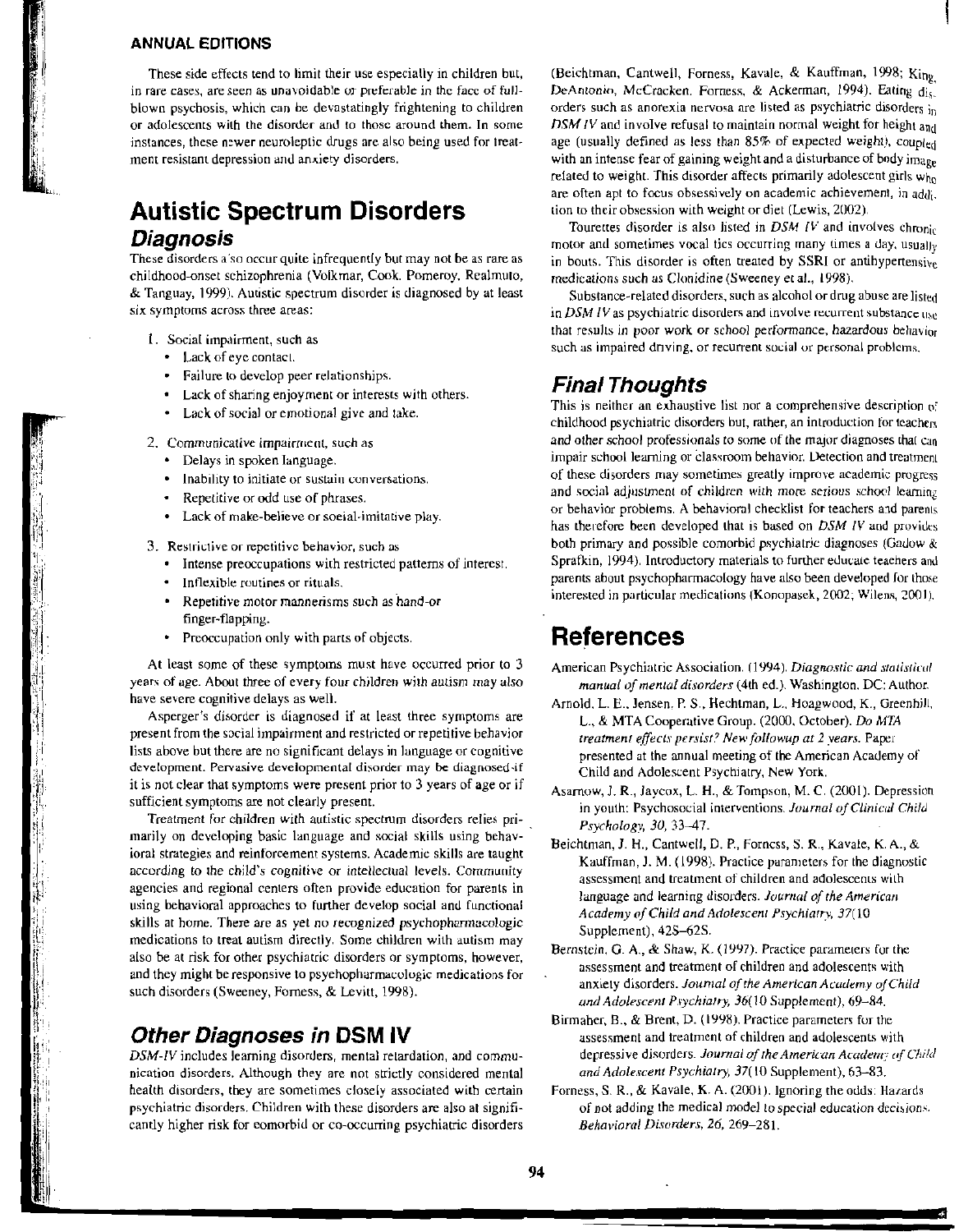These side effects tend to limit their use especially in children but, in rare cases, are seen as unavoidable or preferable in the face of full-blown psychosis, which can be devastatingly frightening to children or adolescents with the disorder and to those around them. In some instances, these newer neuroleptic drugs are also being used for treatment resistant depression and anxiety disorders.

## Autistic Spectrum Disorders

### *Diagnosis*

These disorders also occur quite infrequently but may not be as rare as childhood-onset schizophrenia (Volkmar, Cook, Pomeroy, Realmuto, & Tanguay, 1999). Autistic spectrum disorder is diagnosed by at least six symptoms across three areas:

1. Social impairment, such as
   - Lack of eye contact.
   - Failure to develop peer relationships.
   - Lack of sharing enjoyment or interests with others.
   - Lack of social or emotional give and take.
2. Communicative impairment, such as
   - Delays in spoken language.
   - Inability to initiate or sustain conversations.
   - Repetitive or odd use of phrases.
   - Lack of make-believe or social-imitative play.
3. Restrictive or repetitive behavior, such as
   - Intense preoccupations with restricted patterns of interest.
   - Inflexible routines or rituals.
   - Repetitive motor mannerisms such as hand-or finger-flapping.
   - Preoccupation only with parts of objects.

At least some of these symptoms must have occurred prior to 3 years of age. About three of every four children with autism may also have severe cognitive delays as well.

Asperger's disorder is diagnosed if at least three symptoms are present from the social impairment and restricted or repetitive behavior lists above but there are no significant delays in language or cognitive development. Pervasive developmental disorder may be diagnosed if it is not clear that symptoms were present prior to 3 years of age or if sufficient symptoms are not clearly present.

Treatment for children with autistic spectrum disorders relies primarily on developing basic language and social skills using behavioral strategies and reinforcement systems. Academic skills are taught according to the child's cognitive or intellectual levels. Community agencies and regional centers often provide education for parents in using behavioral approaches to further develop social and functional skills at home. There are as yet no recognized psychopharmacologic medications to treat autism directly. Some children with autism may also be at risk for other psychiatric disorders or symptoms, however, and they might be responsive to psychopharmacologic medications for such disorders (Sweeney, Forness, & Levitt, 1998).

## Other Diagnoses in DSM IV

*DSM-IV* includes learning disorders, mental retardation, and communication disorders. Although they are not strictly considered mental health disorders, they are sometimes closely associated with certain psychiatric disorders. Children with these disorders are also at significantly higher risk for comorbid or co-occurring psychiatric disorders (Beichtman, Cantwell, Forness, Kavale, & Kauffman, 1998; King, DeAntonio, McCracken, Forness, & Ackerman, 1994). Eating disorders such as anorexia nervosa are listed as psychiatric disorders in *DSM IV* and involve refusal to maintain normal weight for height and age (usually defined as less than 85% of expected weight), coupled with an intense fear of gaining weight and a disturbance of body image related to weight. This disorder affects primarily adolescent girls who are often apt to focus obsessively on academic achievement, in addition to their obsession with weight or diet (Lewis, 2002).

Tourettes disorder is also listed in *DSM IV* and involves chronic motor and sometimes vocal tics occurring many times a day, usually in bouts. This disorder is often treated by SSRI or antihypertensive medications such as Clonidine (Sweeney et al., 1998).

Substance-related disorders, such as alcohol or drug abuse are listed in *DSM IV* as psychiatric disorders and involve recurrent substance use that results in poor work or school performance, hazardous behavior such as impaired driving, or recurrent social or personal problems.

## *Final Thoughts*

This is neither an exhaustive list nor a comprehensive description of childhood psychiatric disorders but, rather, an introduction for teachers and other school professionals to some of the major diagnoses that can impair school learning or classroom behavior. Detection and treatment of these disorders may sometimes greatly improve academic progress and social adjustment of children with more serious school learning or behavior problems. A behavioral checklist for teachers and parents has therefore been developed that is based on *DSM IV* and provides both primary and possible comorbid psychiatric diagnoses (Gadow & Sprafkin, 1994). Introductory materials to further educate teachers and parents about psychopharmacology have also been developed for those interested in particular medications (Konopasek, 2002; Wilens, 2001).

## References

American Psychiatric Association. (1994). *Diagnostic and statistical manual of mental disorders* (4th ed.). Washington, DC: Author.

Arnold, L. E., Jensen, P. S., Hechtman, L., Hoagwood, K., Greenhill, L., & MTA Cooperative Group. (2000, October). *Do MTA treatment effects persist? New followup at 2 years.* Paper presented at the annual meeting of the American Academy of Child and Adolescent Psychiatry, New York.

Asarnow, J. R., Jaycox, L. H., & Tompson, M. C. (2001). Depression in youth: Psychosocial interventions. *Journal of Clinical Child Psychology, 30*, 33–47.

Beichtman, J. H., Cantwell, D. P., Forness, S. R., Kavale, K. A., & Kauffman, J. M. (1998). Practice parameters for the diagnostic assessment and treatment of children and adolescents with language and learning disorders. *Journal of the American Academy of Child and Adolescent Psychiatry, 37*(10 Supplement), 42S–62S.

Bernstein, G. A., & Shaw, K. (1997). Practice parameters for the assessment and treatment of children and adolescents with anxiety disorders. *Journal of the American Academy of Child and Adolescent Psychiatry, 36*(10 Supplement), 69–84.

Birmaher, B., & Brent, D. (1998). Practice parameters for the assessment and treatment of children and adolescents with depressive disorders. *Journal of the American Academy of Child and Adolescent Psychiatry, 37*(10 Supplement), 63–83.

Forness, S. R., & Kavale, K. A. (2001). Ignoring the odds: Hazards of not adding the medical model to special education decisions. *Behavioral Disorders, 26*, 269–281.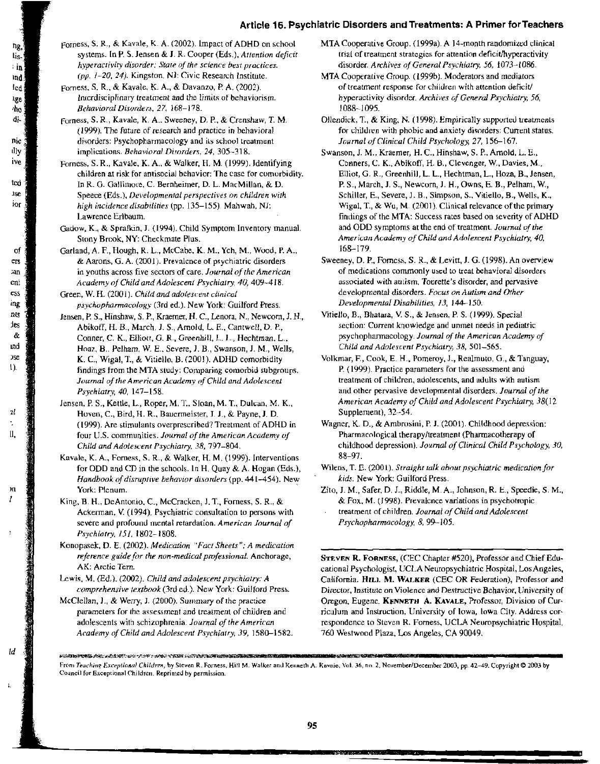Forness, S. R., & Kavale, K. A. (2002). Impact of ADHD on school systems. In P. S. Jensen & J. R. Cooper (Eds.), *Attention deficit hyperactivity disorder: State of the science best practices. (pp. 1–20, 24).* Kingston, NJ: Civic Research Institute.

Forness, S. R., & Kavale, K. A., & Davanzo, P. A. (2002). Interdisciplinary treatment and the limits of behaviorism. *Behavioral Disorders, 27,* 168–178.

Forness, S. R., Kavale, K. A., Sweeney, D. P., & Crenshaw, T. M. (1999). The future of research and practice in behavioral disorders: Psychopharmacology and its school treatment implications. *Behavioral Disorders, 24,* 305–318.

Forness, S. R., Kavale, K. A., & Walker, H. M. (1999). Identifying children at risk for antisocial behavior: The case for comorbidity. In R. G. Gallimore, C. Bernheimer, D. L. MacMillan, & D. Speece (Eds.), *Developmental perspectives on children with high incidence disabilities* (pp. 135–155). Mahwah, NJ: Lawrence Erlbaum.

Gadow, K., & Sprafkin, J. (1994). Child Symptom Inventory manual. Stony Brook, NY: Checkmate Plus.

Garland, A. F., Hough, R. L., McCabe, K. M., Yeh, M., Wood, P. A., & Aarons, G. A. (2001). Prevalence of psychiatric disorders in youths across five sectors of care. *Journal of the American Academy of Child and Adolescent Psychiatry, 40,* 409–418.

Green, W. H. (2001). *Child and adolescent clinical psychopharmacology* (3rd ed.). New York: Guilford Press.

Jensen, P. S., Hinshaw, S. P., Kraemer, H. C., Lenora, N., Newcorn, J. H., Abikoff, H. B., March, J. S., Arnold, L. E., Cantwell, D. P., Conner, C. K., Elliott, G. R., Greenhill, L. L., Hechtman, L., Hoaz, B., Pelham, W. E., Severe, J. B., Swanson, J. M., Wells, K. C., Wigal, T., & Vitiello, B. (2001). ADHD comorbidity findings from the MTA study: Comparing comorbid subgroups. *Journal of the American Academy of Child and Adolescent Psychiatry, 40,* 147–158.

Jensen, P. S., Kettle, L., Roper, M. T., Sloan, M. T., Dulcan, M. K., Hoven, C., Bird, H. R., Bauermeister, J. J., & Payne, J. D. (1999). Are stimulants overprescribed? Treatment of ADHD in four U.S. communities. *Journal of the American Academy of Child and Adolescent Psychiatry, 38,* 797–804.

Kavale, K. A., Forness, S. R., & Walker, H. M. (1999). Interventions for ODD and CD in the schools. In H. Quay & A. Hogan (Eds.), *Handbook of disruptive behavior disorders* (pp. 441–454). New York: Plenum.

King, B. H., DeAntonio, C., McCracken, J. T., Forness, S. R., & Ackerman, V. (1994). Psychiatric consultation to persons with severe and profound mental retardation. *American Journal of Psychiatry, 151,* 1802–1808.

Konopasek, D. E. (2002). *Medication "Fact Sheets": A medication reference guide for the non-medical professional.* Anchorage, AK: Arctic Tern.

Lewis, M. (Ed.). (2002). *Child and adolescent psychiatry: A comprehensive textbook* (3rd ed.). New York: Guilford Press.

McClellan, J., & Werry, J. (2000). Summary of the practice parameters for the assessment and treatment of children and adolescents with schizophrenia. *Journal of the American Academy of Child and Adolescent Psychiatry, 39,* 1580–1582.

MTA Cooperative Group. (1999a). A 14-month randomized clinical trial of treatment strategies for attention deficit/hyperactivity disorder. *Archives of General Psychiatry, 56,* 1073–1086.

MTA Cooperative Group. (1999b). Moderators and mediators of treatment response for children with attention deficit/ hyperactivity disorder. *Archives of General Psychiatry, 56,* 1088–1095.

Ollendick, T., & King, N. (1998). Empirically supported treatments for children with phobic and anxiety disorders: Current status. *Journal of Clinical Child Psychology, 27,* 156–167.

Swanson, J. M., Kraemer, H. C., Hinshaw, S. P., Arnold, L. E., Conners, C. K., Abikoff, H. B., Clevenger, W., Davies, M., Elliot, G. R., Greenhill, L. L., Hechtman, L., Hoza, B., Jensen, P. S., March, J. S., Newcorn, J. H., Owns, E. B., Pelham, W., Schiller, E., Severe, J. B., Simpson, S., Vitiello, B., Wells, K., Wigal, T., & Wu, M. (2001). Clinical relevance of the primary findings of the MTA: Success rates based on severity of ADHD and ODD symptoms at the end of treatment. *Journal of the American Academy of Child and Adolescent Psychiatry, 40,* 168–179.

Sweeney, D. P., Forness, S. R., & Levitt, J. G. (1998). An overview of medications commonly used to treat behavioral disorders associated with autism, Tourette's disorder, and pervasive developmental disorders. *Focus on Autism and Other Developmental Disabilities, 13,* 144–150.

Vitiello, B., Bhatara, V. S., & Jensen, P. S. (1999). Special section: Current knowledge and unmet needs in pediatric psychopharmacology. *Journal of the American Academy of Child and Adolescent Psychiatry, 38,* 501–565.

Volkmar, F., Cook, E. H., Pomeroy, J., Realmuto, G., & Tanguay, P. (1999). Practice parameters for the assessment and treatment of children, adolescents, and adults with autism and other pervasive developmental disorders. *Journal of the American Academy of Child and Adolescent Psychiatry, 38*(12 Supplement), 32–54.

Wagner, K. D., & Ambrosini, P. J. (2001). Childhood depression: Pharmacological therapy/treatment (Pharmacotherapy of childhood depression). *Journal of Clinical Child Psychology, 30,* 88–97.

Wilens, T. E. (2001). *Straight talk about psychiatric medication for kids.* New York: Guilford Press.

Zito, J. M., Safer, D. J., Riddle, M. A., Johnson, R. E., Speedie, S. M., & Fox, M. (1998). Prevalence variations in psychotropic treatment of children. *Journal of Child and Adolescent Psychopharmacology, 8,* 99–105.

---

**Steven R. Forness,** (CEC Chapter #520), Professor and Chief Educational Psychologist, UCLA Neuropsychiatric Hospital, Los Angeles, California. **Hill M. Walker** (CEC OR Federation), Professor and Director, Institute on Violence and Destructive Behavior, University of Oregon, Eugene. **Kenneth A. Kavale,** Professor, Division of Curriculum and Instruction, University of Iowa, Iowa City. Address correspondence to Steven R. Forness, UCLA Neuropsychiatric Hospital, 760 Westwood Plaza, Los Angeles, CA 90049.

From *Teaching Exceptional Children*, by Steven R. Forness, Hill M. Walker and Kenneth A. Kavale, Vol. 36, no. 2, November/December 2003, pp. 42–49. Copyright © 2003 by Council for Exceptional Children. Reprinted by permission.